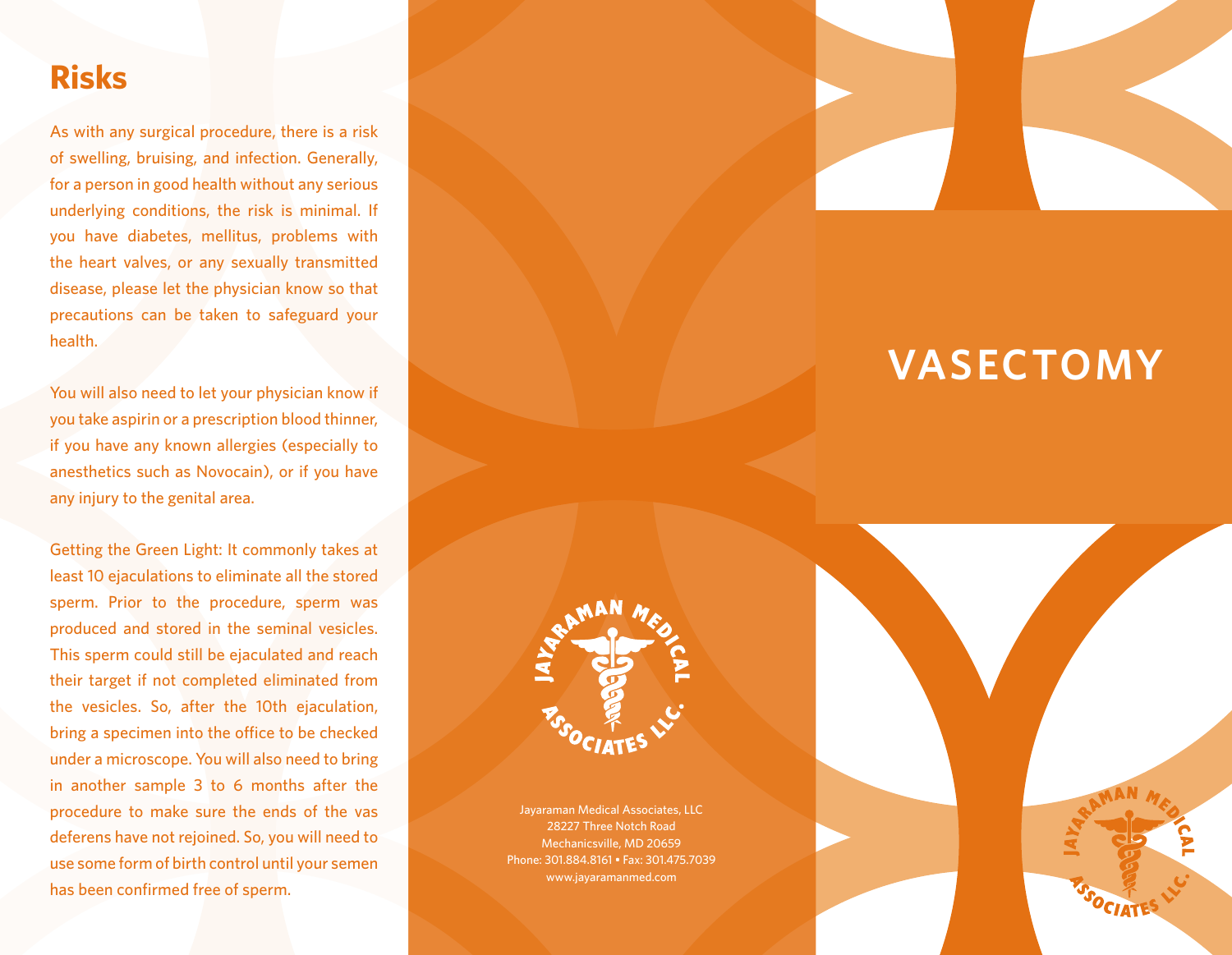## Risks

As with any surgical procedure, there is a risk of swelling, bruising, and infection. Generally, for a person in good health without any serious underlying conditions, the risk is minimal. If you have diabetes, mellitus, problems with the heart valves, or any sexually transmitted disease, please let the physician know so that precautions can be taken to safeguard your health.

You will also need to let your physician know if you take aspirin or a prescription blood thinner, if you have any known allergies (especially to anesthetics such as Novocain), or if you have any injury to the genital area.

Getting the Green Light: It commonly takes at least 10 ejaculations to eliminate all the stored sperm. Prior to the procedure, sperm was produced and stored in the seminal vesicles. This sperm could still be ejaculated and reach their target if not completed eliminated from the vesicles. So, after the 10th ejaculation, bring a specimen into the office to be checked under a microscope. You will also need to bring in another sample 3 to 6 months after the procedure to make sure the ends of the vas deferens have not rejoined. So, you will need to use some form of birth control until your semen has been confirmed free of sperm.

JAYARAMAN MEDICAL ASSOCIATES LLC.

Jayaraman Medical Associates, LLC
28227 Three Notch Road
Mechanicsville, MD 20659
Phone: 301.884.8161 • Fax: 301.475.7039
www.jayaramanmed.com

# VASECTOMY

JAYARAMAN MEDICAL ASSOCIATES LLC.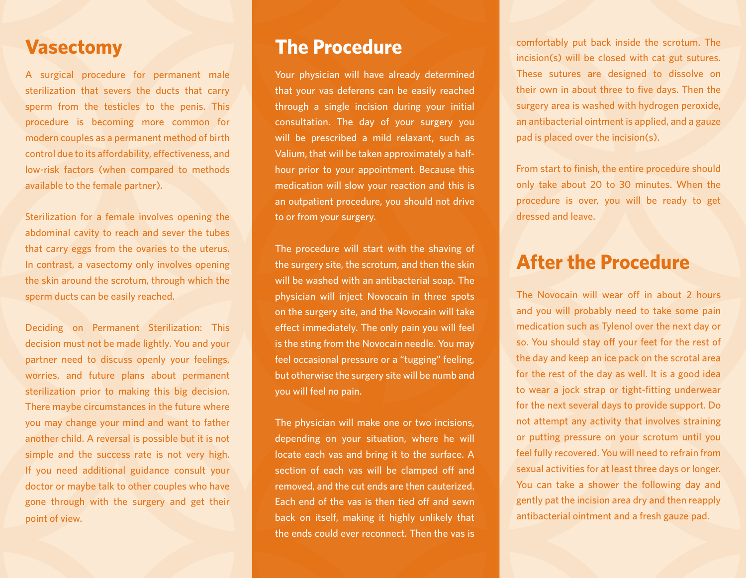## Vasectomy

A surgical procedure for permanent male sterilization that severs the ducts that carry sperm from the testicles to the penis. This procedure is becoming more common for modern couples as a permanent method of birth control due to its affordability, effectiveness, and low-risk factors (when compared to methods available to the female partner).

Sterilization for a female involves opening the abdominal cavity to reach and sever the tubes that carry eggs from the ovaries to the uterus. In contrast, a vasectomy only involves opening the skin around the scrotum, through which the sperm ducts can be easily reached.

Deciding on Permanent Sterilization: This decision must not be made lightly. You and your partner need to discuss openly your feelings, worries, and future plans about permanent sterilization prior to making this big decision. There maybe circumstances in the future where you may change your mind and want to father another child. A reversal is possible but it is not simple and the success rate is not very high. If you need additional guidance consult your doctor or maybe talk to other couples who have gone through with the surgery and get their point of view.

## The Procedure

Your physician will have already determined that your vas deferens can be easily reached through a single incision during your initial consultation. The day of your surgery you will be prescribed a mild relaxant, such as Valium, that will be taken approximately a half-hour prior to your appointment. Because this medication will slow your reaction and this is an outpatient procedure, you should not drive to or from your surgery.

The procedure will start with the shaving of the surgery site, the scrotum, and then the skin will be washed with an antibacterial soap. The physician will inject Novocain in three spots on the surgery site, and the Novocain will take effect immediately. The only pain you will feel is the sting from the Novocain needle. You may feel occasional pressure or a "tugging" feeling, but otherwise the surgery site will be numb and you will feel no pain.

The physician will make one or two incisions, depending on your situation, where he will locate each vas and bring it to the surface. A section of each vas will be clamped off and removed, and the cut ends are then cauterized. Each end of the vas is then tied off and sewn back on itself, making it highly unlikely that the ends could ever reconnect. Then the vas is comfortably put back inside the scrotum. The incision(s) will be closed with cat gut sutures. These sutures are designed to dissolve on their own in about three to five days. Then the surgery area is washed with hydrogen peroxide, an antibacterial ointment is applied, and a gauze pad is placed over the incision(s).

From start to finish, the entire procedure should only take about 20 to 30 minutes. When the procedure is over, you will be ready to get dressed and leave.

## After the Procedure

The Novocain will wear off in about 2 hours and you will probably need to take some pain medication such as Tylenol over the next day or so. You should stay off your feet for the rest of the day and keep an ice pack on the scrotal area for the rest of the day as well. It is a good idea to wear a jock strap or tight-fitting underwear for the next several days to provide support. Do not attempt any activity that involves straining or putting pressure on your scrotum until you feel fully recovered. You will need to refrain from sexual activities for at least three days or longer. You can take a shower the following day and gently pat the incision area dry and then reapply antibacterial ointment and a fresh gauze pad.